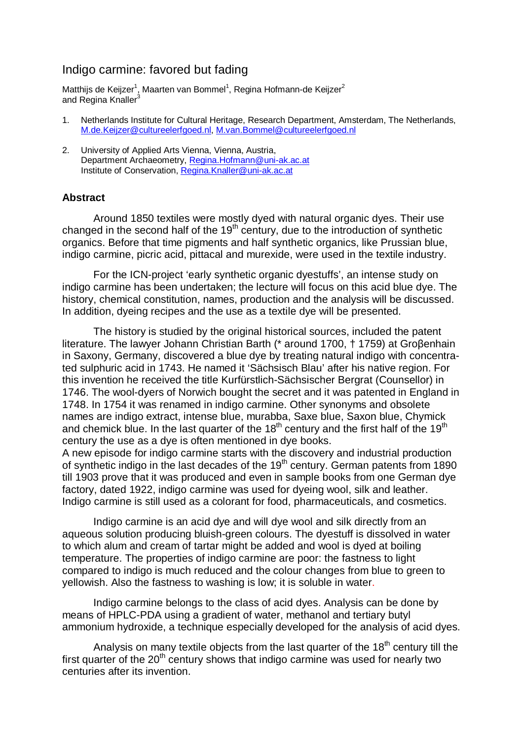# Indigo carmine: favored but fading

Matthijs de Keijzer[1], Maarten van Bommel[1], Regina Hofmann-de Keijzer[2] and Regina Knaller[3]

1. Netherlands Institute for Cultural Heritage, Research Department, Amsterdam, The Netherlands, M.de.Keijzer@cultureelerfgoed.nl, M.van.Bommel@cultureelerfgoed.nl

2. University of Applied Arts Vienna, Vienna, Austria, Department Archaeometry, Regina.Hofmann@uni-ak.ac.at
   Institute of Conservation, Regina.Knaller@uni-ak.ac.at

## Abstract

Around 1850 textiles were mostly dyed with natural organic dyes. Their use changed in the second half of the 19th century, due to the introduction of synthetic organics. Before that time pigments and half synthetic organics, like Prussian blue, indigo carmine, picric acid, pittacal and murexide, were used in the textile industry.

For the ICN-project 'early synthetic organic dyestuffs', an intense study on indigo carmine has been undertaken; the lecture will focus on this acid blue dye. The history, chemical constitution, names, production and the analysis will be discussed. In addition, dyeing recipes and the use as a textile dye will be presented.

The history is studied by the original historical sources, included the patent literature. The lawyer Johann Christian Barth (* around 1700, † 1759) at Groβenhain in Saxony, Germany, discovered a blue dye by treating natural indigo with concentrated sulphuric acid in 1743. He named it 'Sächsisch Blau' after his native region. For this invention he received the title Kurfürstlich-Sächsischer Bergrat (Counsellor) in 1746. The wool-dyers of Norwich bought the secret and it was patented in England in 1748. In 1754 it was renamed in indigo carmine. Other synonyms and obsolete names are indigo extract, intense blue, murabba, Saxe blue, Saxon blue, Chymick and chemick blue. In the last quarter of the 18th century and the first half of the 19th century the use as a dye is often mentioned in dye books.
A new episode for indigo carmine starts with the discovery and industrial production of synthetic indigo in the last decades of the 19th century. German patents from 1890 till 1903 prove that it was produced and even in sample books from one German dye factory, dated 1922, indigo carmine was used for dyeing wool, silk and leather. Indigo carmine is still used as a colorant for food, pharmaceuticals, and cosmetics.

Indigo carmine is an acid dye and will dye wool and silk directly from an aqueous solution producing bluish-green colours. The dyestuff is dissolved in water to which alum and cream of tartar might be added and wool is dyed at boiling temperature. The properties of indigo carmine are poor: the fastness to light compared to indigo is much reduced and the colour changes from blue to green to yellowish. Also the fastness to washing is low; it is soluble in water.

Indigo carmine belongs to the class of acid dyes. Analysis can be done by means of HPLC-PDA using a gradient of water, methanol and tertiary butyl ammonium hydroxide, a technique especially developed for the analysis of acid dyes.

Analysis on many textile objects from the last quarter of the 18th century till the first quarter of the 20th century shows that indigo carmine was used for nearly two centuries after its invention.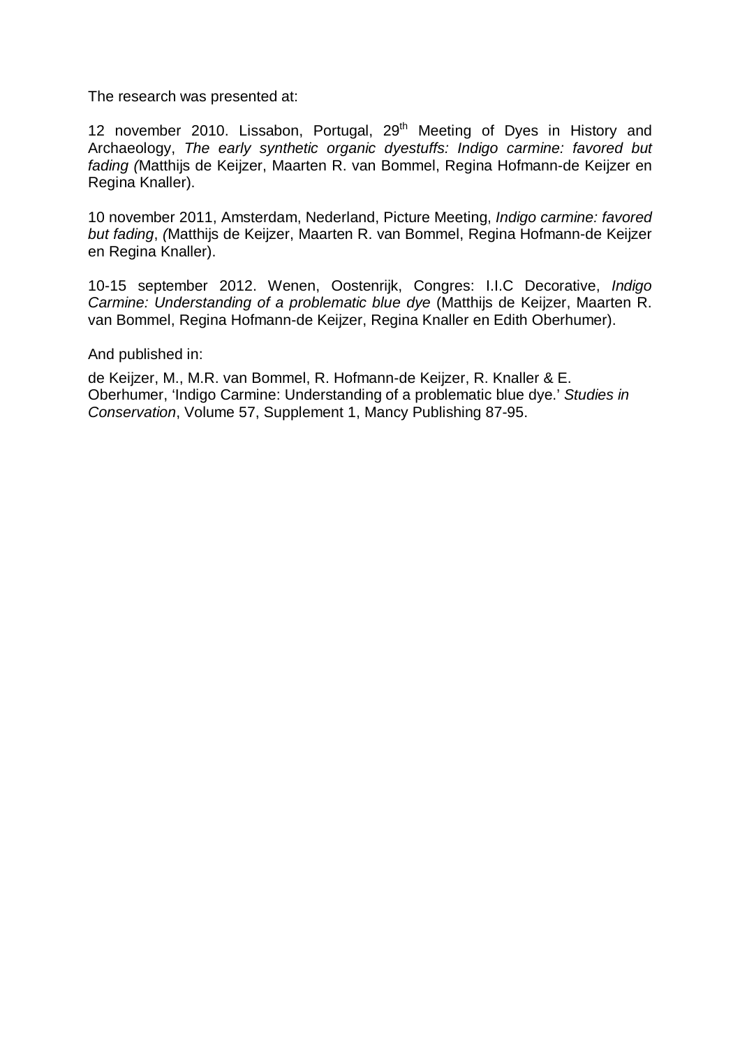The research was presented at:

12 november 2010. Lissabon, Portugal, 29th Meeting of Dyes in History and Archaeology, *The early synthetic organic dyestuffs: Indigo carmine: favored but fading (*Matthijs de Keijzer, Maarten R. van Bommel, Regina Hofmann-de Keijzer en Regina Knaller).

10 november 2011, Amsterdam, Nederland, Picture Meeting, *Indigo carmine: favored but fading*, *(*Matthijs de Keijzer, Maarten R. van Bommel, Regina Hofmann-de Keijzer en Regina Knaller).

10-15 september 2012. Wenen, Oostenrijk, Congres: I.I.C Decorative, *Indigo Carmine: Understanding of a problematic blue dye* (Matthijs de Keijzer, Maarten R. van Bommel, Regina Hofmann-de Keijzer, Regina Knaller en Edith Oberhumer).

And published in:

de Keijzer, M., M.R. van Bommel, R. Hofmann-de Keijzer, R. Knaller & E. Oberhumer, 'Indigo Carmine: Understanding of a problematic blue dye.' *Studies in Conservation*, Volume 57, Supplement 1, Mancy Publishing 87-95.